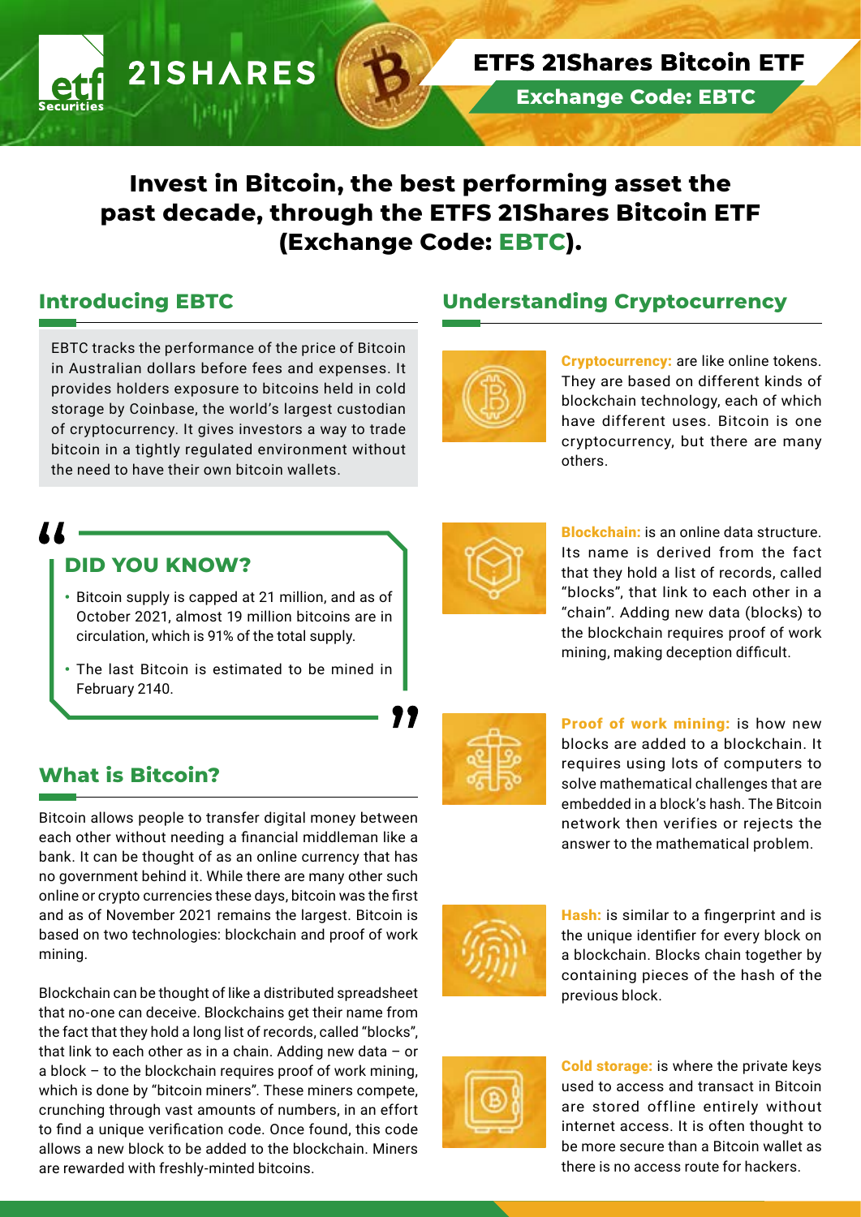21SHARES

# ETFS 21Shares Bitcoin ETF

**Exchange Code: EBTC**

## Invest in Bitcoin, the best performing asset the past decade, through the ETFS 21Shares Bitcoin ETF (Exchange Code: EBTC).

### Introducing EBTC

EBTC tracks the performance of the price of Bitcoin in Australian dollars before fees and expenses. It provides holders exposure to bitcoins held in cold storage by Coinbase, the world's largest custodian of cryptocurrency. It gives investors a way to trade bitcoin in a tightly regulated environment without the need to have their own bitcoin wallets.

### DID YOU KNOW?

- Bitcoin supply is capped at 21 million, and as of October 2021, almost 19 million bitcoins are in circulation, which is 91% of the total supply.
- The last Bitcoin is estimated to be mined in February 2140.

### What is Bitcoin?

Bitcoin allows people to transfer digital money between each other without needing a financial middleman like a bank. It can be thought of as an online currency that has no government behind it. While there are many other such online or crypto currencies these days, bitcoin was the first and as of November 2021 remains the largest. Bitcoin is based on two technologies: blockchain and proof of work mining.

Blockchain can be thought of like a distributed spreadsheet that no-one can deceive. Blockchains get their name from the fact that they hold a long list of records, called "blocks", that link to each other as in a chain. Adding new data – or a block – to the blockchain requires proof of work mining, which is done by "bitcoin miners". These miners compete, crunching through vast amounts of numbers, in an effort to find a unique verification code. Once found, this code allows a new block to be added to the blockchain. Miners are rewarded with freshly-minted bitcoins.

### Understanding Cryptocurrency

**Cryptocurrency:** are like online tokens. They are based on different kinds of blockchain technology, each of which have different uses. Bitcoin is one cryptocurrency, but there are many others.

**Blockchain:** is an online data structure. Its name is derived from the fact that they hold a list of records, called "blocks", that link to each other in a "chain". Adding new data (blocks) to the blockchain requires proof of work mining, making deception difficult.

**Proof of work mining:** is how new blocks are added to a blockchain. It requires using lots of computers to solve mathematical challenges that are embedded in a block's hash. The Bitcoin network then verifies or rejects the answer to the mathematical problem.

**Hash:** is similar to a fingerprint and is the unique identifier for every block on a blockchain. Blocks chain together by containing pieces of the hash of the previous block.

**Cold storage:** is where the private keys used to access and transact in Bitcoin are stored offline entirely without internet access. It is often thought to be more secure than a Bitcoin wallet as there is no access route for hackers.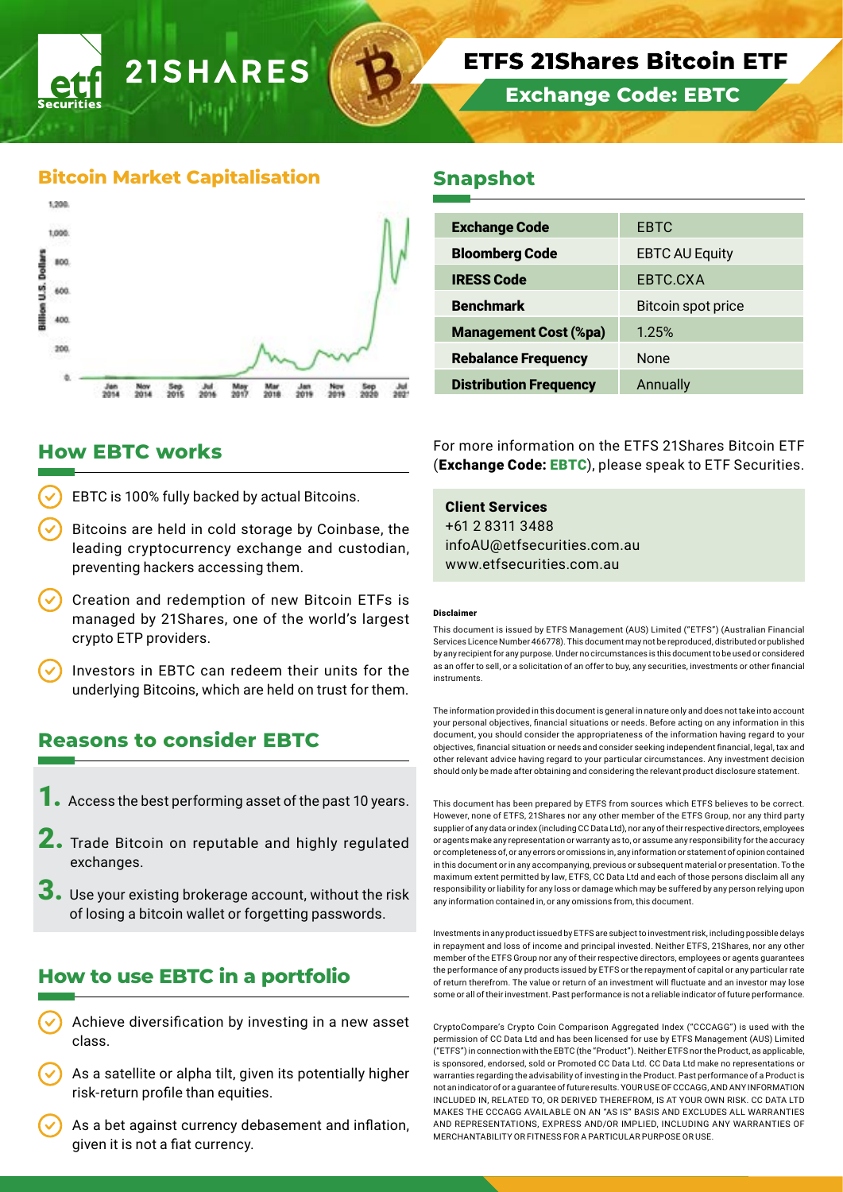# ETFS 21Shares Bitcoin ETF

**Exchange Code: EBTC**

## Bitcoin Market Capitalisation

Billion U.S. Dollars

1,200
1,000
800
600
400
200
0

Jan 2014, Nov 2014, Sep 2015, Jul 2016, May 2017, Mar 2018, Jan 2019, Nov 2019, Sep 2020, Jul 202'

## Snapshot

| | |
|---|---|
| **Exchange Code** | EBTC |
| **Bloomberg Code** | EBTC AU Equity |
| **IRESS Code** | EBTC.CXA |
| **Benchmark** | Bitcoin spot price |
| **Management Cost (%pa)** | 1.25% |
| **Rebalance Frequency** | None |
| **Distribution Frequency** | Annually |

## How EBTC works

- EBTC is 100% fully backed by actual Bitcoins.
- Bitcoins are held in cold storage by Coinbase, the leading cryptocurrency exchange and custodian, preventing hackers accessing them.
- Creation and redemption of new Bitcoin ETFs is managed by 21Shares, one of the world's largest crypto ETP providers.
- Investors in EBTC can redeem their units for the underlying Bitcoins, which are held on trust for them.

## Reasons to consider EBTC

1. Access the best performing asset of the past 10 years.
2. Trade Bitcoin on reputable and highly regulated exchanges.
3. Use your existing brokerage account, without the risk of losing a bitcoin wallet or forgetting passwords.

## How to use EBTC in a portfolio

- Achieve diversification by investing in a new asset class.
- As a satellite or alpha tilt, given its potentially higher risk-return profile than equities.
- As a bet against currency debasement and inflation, given it is not a fiat currency.

For more information on the ETFS 21Shares Bitcoin ETF (**Exchange Code: EBTC**), please speak to ETF Securities.

**Client Services**
+61 2 8311 3488
infoAU@etfsecurities.com.au
www.etfsecurities.com.au

#### Disclaimer

This document is issued by ETFS Management (AUS) Limited ("ETFS") (Australian Financial Services Licence Number 466778). This document may not be reproduced, distributed or published by any recipient for any purpose. Under no circumstances is this document to be used or considered as an offer to sell, or a solicitation of an offer to buy, any securities, investments or other financial instruments.

The information provided in this document is general in nature only and does not take into account your personal objectives, financial situations or needs. Before acting on any information in this document, you should consider the appropriateness of the information having regard to your objectives, financial situation or needs and consider seeking independent financial, legal, tax and other relevant advice having regard to your particular circumstances. Any investment decision should only be made after obtaining and considering the relevant product disclosure statement.

This document has been prepared by ETFS from sources which ETFS believes to be correct. However, none of ETFS, 21Shares nor any other member of the ETFS Group, nor any third party supplier of any data or index (including CC Data Ltd), nor any of their respective directors, employees or agents make any representation or warranty as to, or assume any responsibility for the accuracy or completeness of, or any errors or omissions in, any information or statement of opinion contained in this document or in any accompanying, previous or subsequent material or presentation. To the maximum extent permitted by law, ETFS, CC Data Ltd and each of those persons disclaim all any responsibility or liability for any loss or damage which may be suffered by any person relying upon any information contained in, or any omissions from, this document.

Investments in any product issued by ETFS are subject to investment risk, including possible delays in repayment and loss of income and principal invested. Neither ETFS, 21Shares, nor any other member of the ETFS Group nor any of their respective directors, employees or agents guarantees the performance of any products issued by ETFS or the repayment of capital or any particular rate of return therefrom. The value or return of an investment will fluctuate and an investor may lose some or all of their investment. Past performance is not a reliable indicator of future performance.

CryptoCompare's Crypto Coin Comparison Aggregated Index ("CCCAGG") is used with the permission of CC Data Ltd and has been licensed for use by ETFS Management (AUS) Limited ("ETFS") in connection with the EBTC (the "Product"). Neither ETFS nor the Product, as applicable, is sponsored, endorsed, sold or Promoted CC Data Ltd. CC Data Ltd make no representations or warranties regarding the advisability of investing in the Product. Past performance of a Product is not an indicator of or a guarantee of future results. YOUR USE OF CCCAGG, AND ANY INFORMATION INCLUDED IN, RELATED TO, OR DERIVED THEREFROM, IS AT YOUR OWN RISK. CC DATA LTD MAKES THE CCCAGG AVAILABLE ON AN "AS IS" BASIS AND EXCLUDES ALL WARRANTIES AND REPRESENTATIONS, EXPRESS AND/OR IMPLIED, INCLUDING ANY WARRANTIES OF MERCHANTABILITY OR FITNESS FOR A PARTICULAR PURPOSE OR USE.